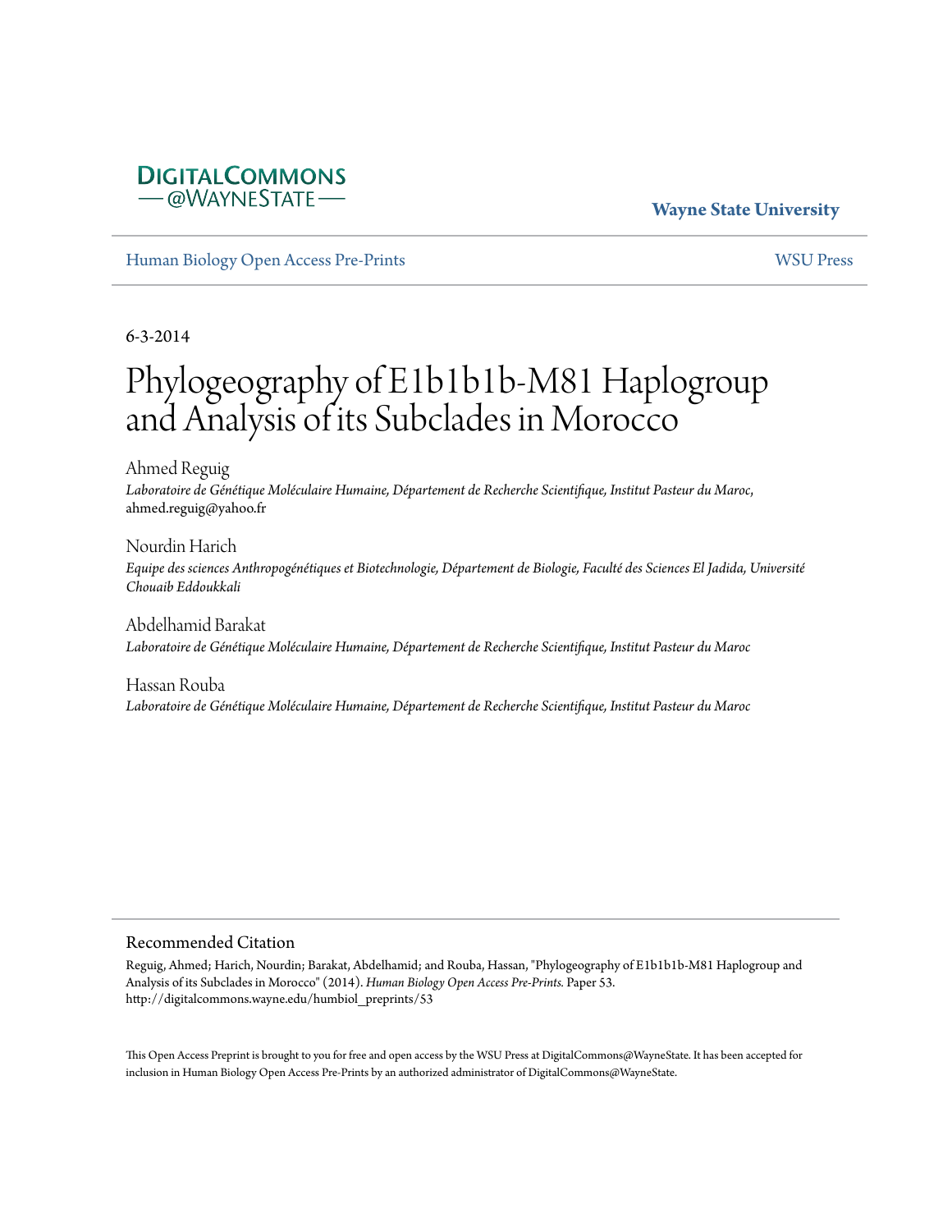DIGITALCOMMONS
— @WAYNESTATE —

**Wayne State University**

Human Biology Open Access Pre-Prints | WSU Press

6-3-2014

# Phylogeography of E1b1b1b-M81 Haplogroup and Analysis of its Subclades in Morocco

Ahmed Reguig
*Laboratoire de Génétique Moléculaire Humaine, Département de Recherche Scientifique, Institut Pasteur du Maroc*, ahmed.reguig@yahoo.fr

Nourdin Harich
*Equipe des sciences Anthropogénétiques et Biotechnologie, Département de Biologie, Faculté des Sciences El Jadida, Université Chouaib Eddoukkali*

Abdelhamid Barakat
*Laboratoire de Génétique Moléculaire Humaine, Département de Recherche Scientifique, Institut Pasteur du Maroc*

Hassan Rouba
*Laboratoire de Génétique Moléculaire Humaine, Département de Recherche Scientifique, Institut Pasteur du Maroc*

## Recommended Citation

Reguig, Ahmed; Harich, Nourdin; Barakat, Abdelhamid; and Rouba, Hassan, "Phylogeography of E1b1b1b-M81 Haplogroup and Analysis of its Subclades in Morocco" (2014). *Human Biology Open Access Pre-Prints*. Paper 53.
http://digitalcommons.wayne.edu/humbiol_preprints/53

This Open Access Preprint is brought to you for free and open access by the WSU Press at DigitalCommons@WayneState. It has been accepted for inclusion in Human Biology Open Access Pre-Prints by an authorized administrator of DigitalCommons@WayneState.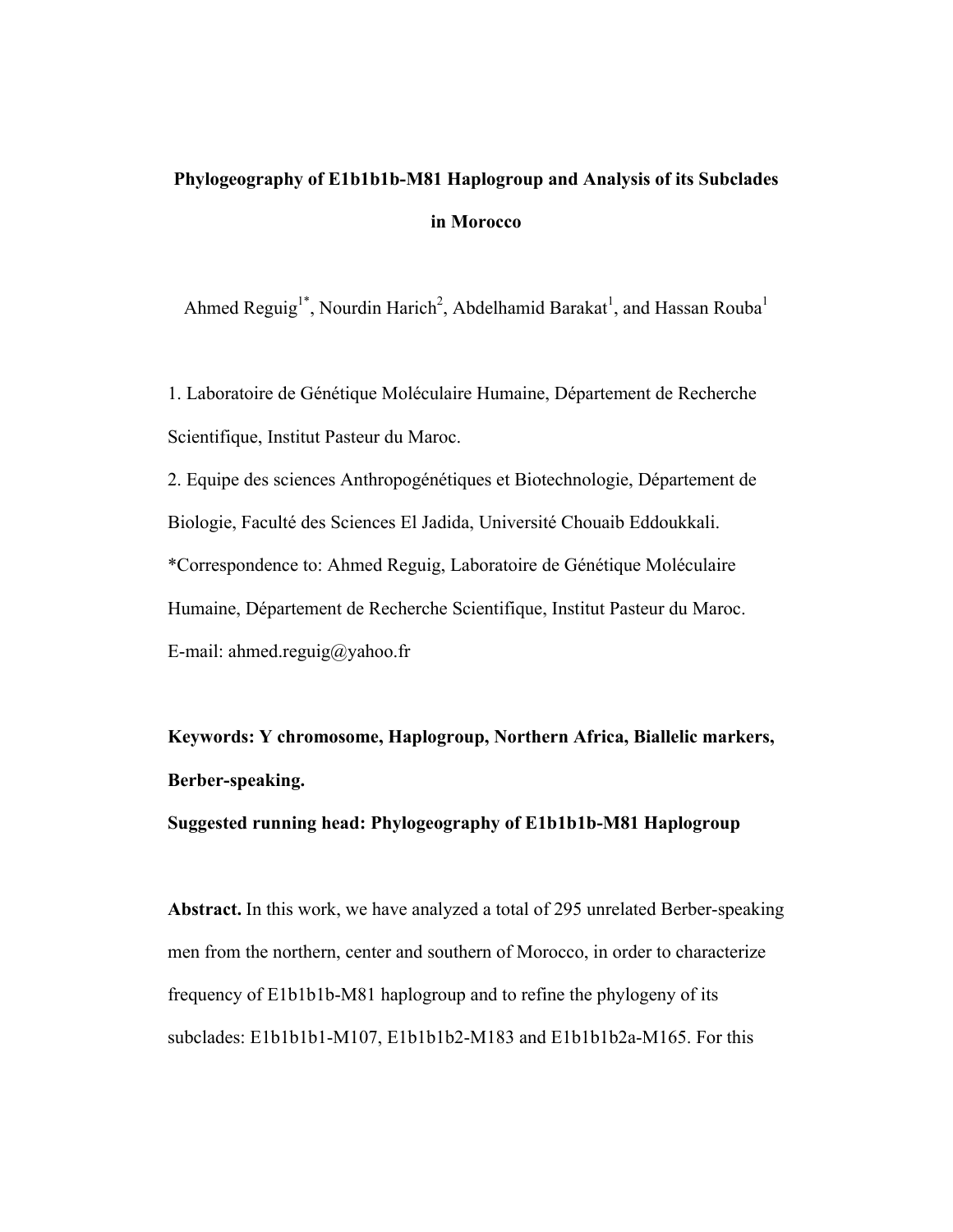**Phylogeography of E1b1b1b-M81 Haplogroup and Analysis of its Subclades in Morocco**

Ahmed Reguig[1*], Nourdin Harich[2], Abdelhamid Barakat[1], and Hassan Rouba[1]

1. Laboratoire de Génétique Moléculaire Humaine, Département de Recherche Scientifique, Institut Pasteur du Maroc.
2. Equipe des sciences Anthropogénétiques et Biotechnologie, Département de Biologie, Faculté des Sciences El Jadida, Université Chouaib Eddoukkali.

*Correspondence to: Ahmed Reguig, Laboratoire de Génétique Moléculaire Humaine, Département de Recherche Scientifique, Institut Pasteur du Maroc.
E-mail: ahmed.reguig@yahoo.fr

**Keywords: Y chromosome, Haplogroup, Northern Africa, Biallelic markers, Berber-speaking.**

**Suggested running head: Phylogeography of E1b1b1b-M81 Haplogroup**

**Abstract.** In this work, we have analyzed a total of 295 unrelated Berber-speaking men from the northern, center and southern of Morocco, in order to characterize frequency of E1b1b1b-M81 haplogroup and to refine the phylogeny of its subclades: E1b1b1b1-M107, E1b1b1b2-M183 and E1b1b1b2a-M165. For this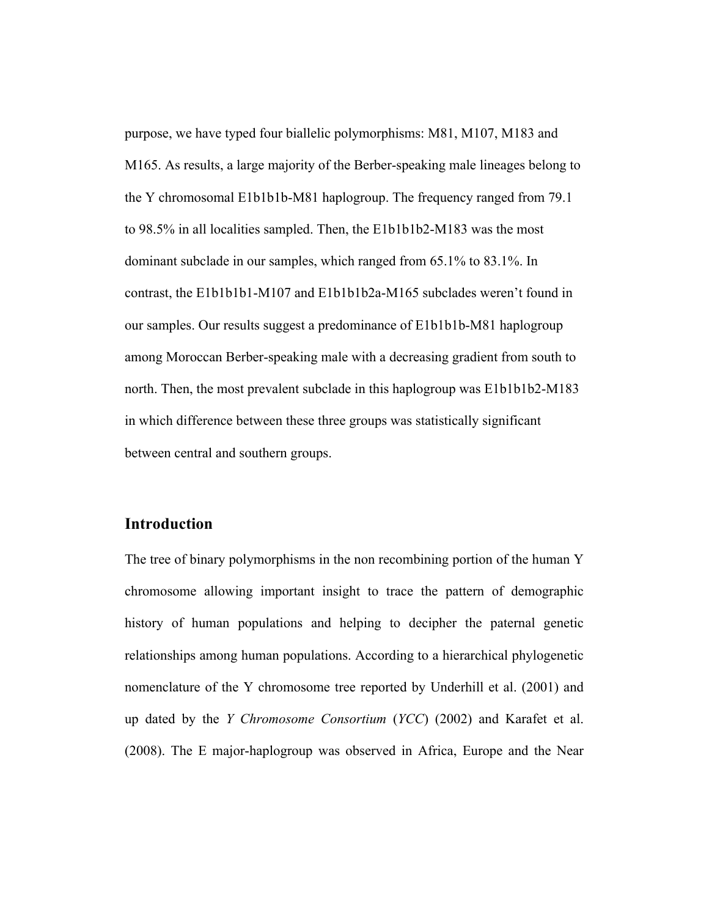purpose, we have typed four biallelic polymorphisms: M81, M107, M183 and M165. As results, a large majority of the Berber-speaking male lineages belong to the Y chromosomal E1b1b1b-M81 haplogroup. The frequency ranged from 79.1 to 98.5% in all localities sampled. Then, the E1b1b1b2-M183 was the most dominant subclade in our samples, which ranged from 65.1% to 83.1%. In contrast, the E1b1b1b1-M107 and E1b1b1b2a-M165 subclades weren't found in our samples. Our results suggest a predominance of E1b1b1b-M81 haplogroup among Moroccan Berber-speaking male with a decreasing gradient from south to north. Then, the most prevalent subclade in this haplogroup was E1b1b1b2-M183 in which difference between these three groups was statistically significant between central and southern groups.

## Introduction

The tree of binary polymorphisms in the non recombining portion of the human Y chromosome allowing important insight to trace the pattern of demographic history of human populations and helping to decipher the paternal genetic relationships among human populations. According to a hierarchical phylogenetic nomenclature of the Y chromosome tree reported by Underhill et al. (2001) and up dated by the *Y Chromosome Consortium* (*YCC*) (2002) and Karafet et al. (2008). The E major-haplogroup was observed in Africa, Europe and the Near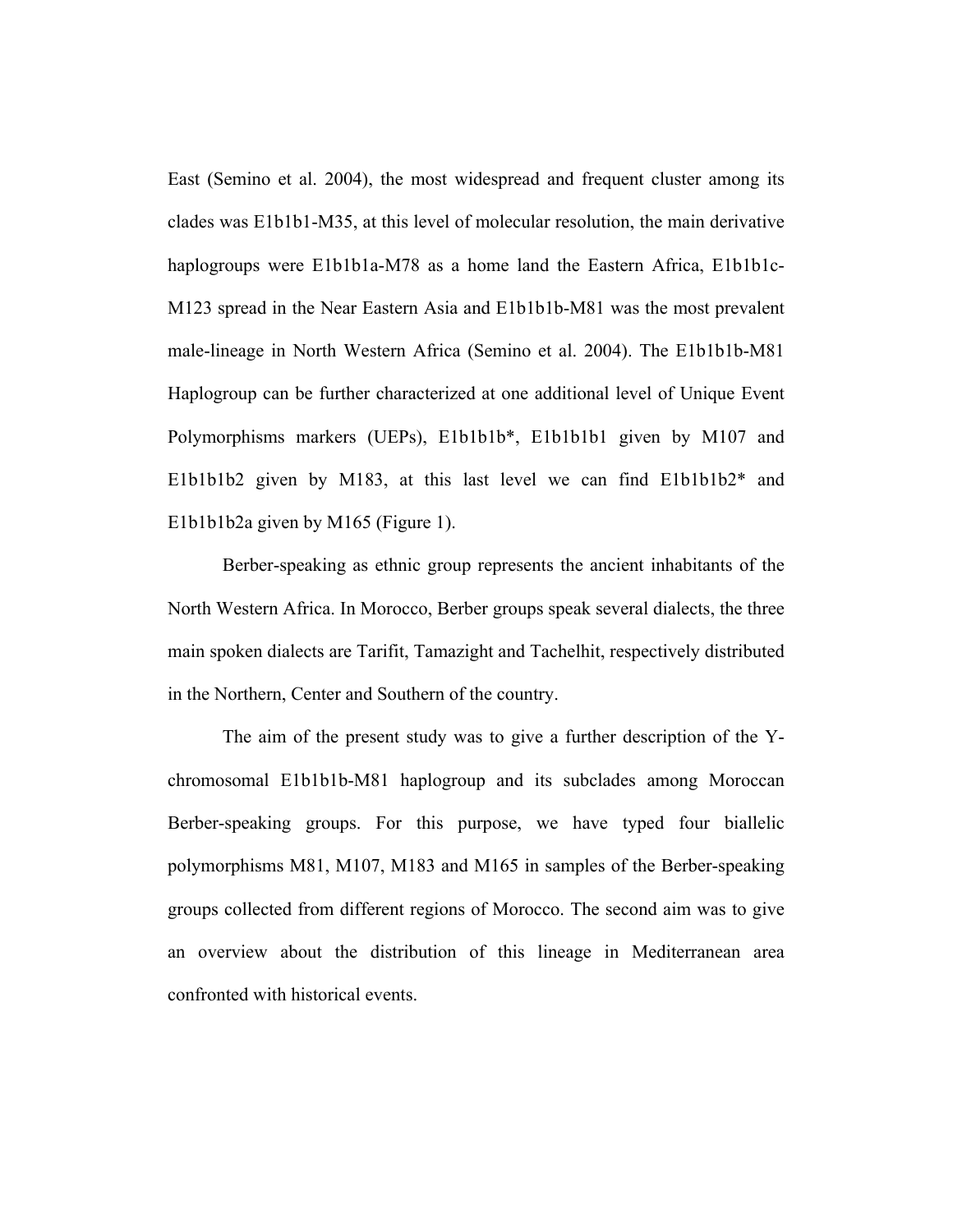East (Semino et al. 2004), the most widespread and frequent cluster among its clades was E1b1b1-M35, at this level of molecular resolution, the main derivative haplogroups were E1b1b1a-M78 as a home land the Eastern Africa, E1b1b1c-M123 spread in the Near Eastern Asia and E1b1b1b-M81 was the most prevalent male-lineage in North Western Africa (Semino et al. 2004). The E1b1b1b-M81 Haplogroup can be further characterized at one additional level of Unique Event Polymorphisms markers (UEPs), E1b1b1b*, E1b1b1b1 given by M107 and E1b1b1b2 given by M183, at this last level we can find E1b1b1b2* and E1b1b1b2a given by M165 (Figure 1).

Berber-speaking as ethnic group represents the ancient inhabitants of the North Western Africa. In Morocco, Berber groups speak several dialects, the three main spoken dialects are Tarifit, Tamazight and Tachelhit, respectively distributed in the Northern, Center and Southern of the country.

The aim of the present study was to give a further description of the Y-chromosomal E1b1b1b-M81 haplogroup and its subclades among Moroccan Berber-speaking groups. For this purpose, we have typed four biallelic polymorphisms M81, M107, M183 and M165 in samples of the Berber-speaking groups collected from different regions of Morocco. The second aim was to give an overview about the distribution of this lineage in Mediterranean area confronted with historical events.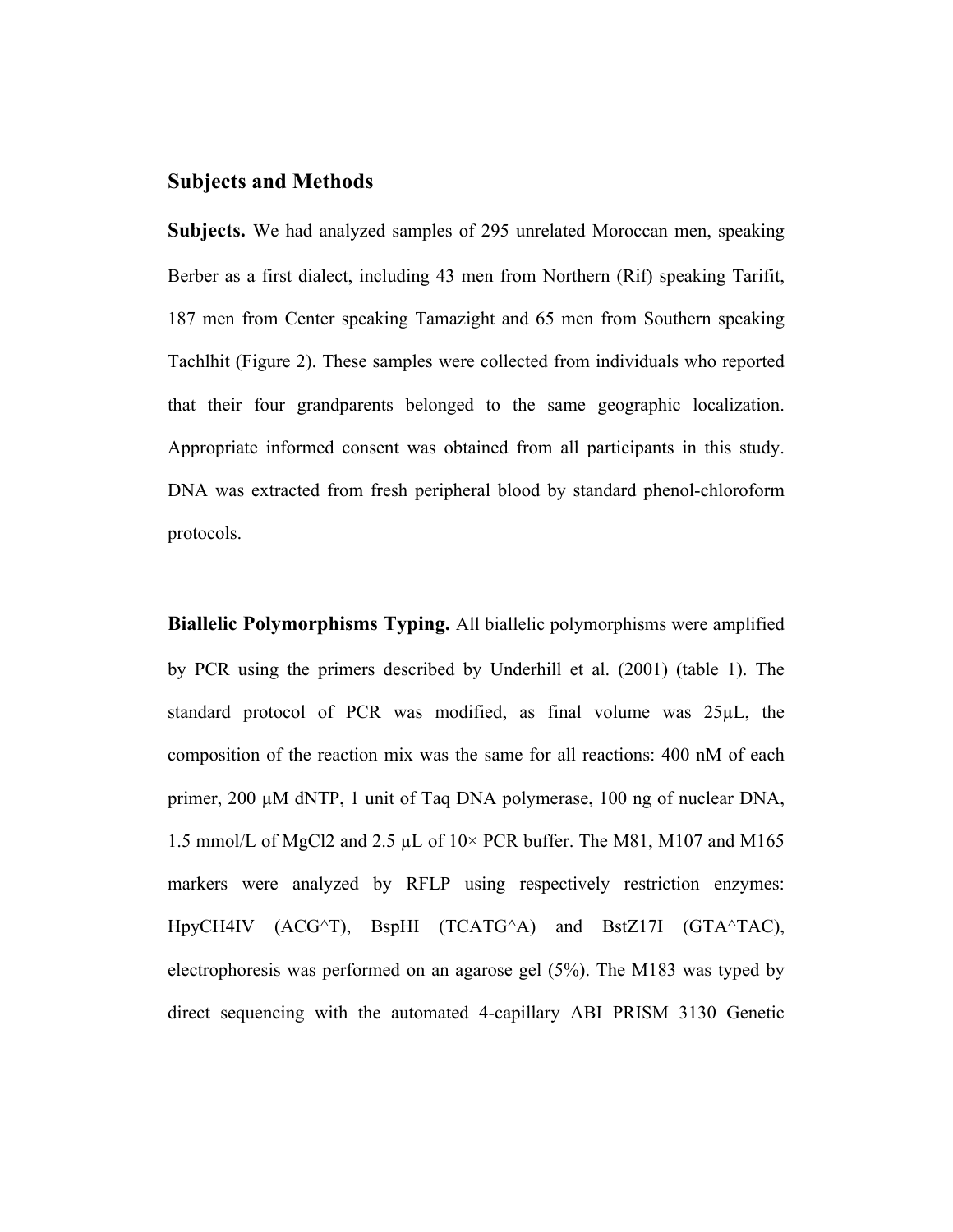## Subjects and Methods

**Subjects.** We had analyzed samples of 295 unrelated Moroccan men, speaking Berber as a first dialect, including 43 men from Northern (Rif) speaking Tarifit, 187 men from Center speaking Tamazight and 65 men from Southern speaking Tachlhit (Figure 2). These samples were collected from individuals who reported that their four grandparents belonged to the same geographic localization. Appropriate informed consent was obtained from all participants in this study. DNA was extracted from fresh peripheral blood by standard phenol-chloroform protocols.

**Biallelic Polymorphisms Typing.** All biallelic polymorphisms were amplified by PCR using the primers described by Underhill et al. (2001) (table 1). The standard protocol of PCR was modified, as final volume was 25µL, the composition of the reaction mix was the same for all reactions: 400 nM of each primer, 200 µM dNTP, 1 unit of Taq DNA polymerase, 100 ng of nuclear DNA, 1.5 mmol/L of $MgCl_2$ and 2.5 µL of 10× PCR buffer. The M81, M107 and M165 markers were analyzed by RFLP using respectively restriction enzymes: HpyCH4IV (ACG^T), BspHI (TCATG^A) and BstZ17I (GTA^TAC), electrophoresis was performed on an agarose gel (5%). The M183 was typed by direct sequencing with the automated 4-capillary ABI PRISM 3130 Genetic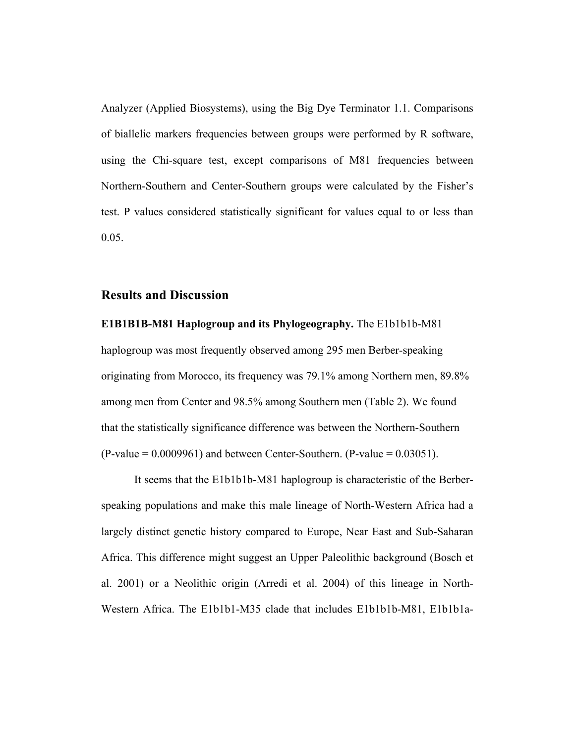Analyzer (Applied Biosystems), using the Big Dye Terminator 1.1. Comparisons of biallelic markers frequencies between groups were performed by R software, using the Chi-square test, except comparisons of M81 frequencies between Northern-Southern and Center-Southern groups were calculated by the Fisher's test. P values considered statistically significant for values equal to or less than 0.05.

## Results and Discussion

**E1B1B1B-M81 Haplogroup and its Phylogeography.** The E1b1b1b-M81 haplogroup was most frequently observed among 295 men Berber-speaking originating from Morocco, its frequency was 79.1% among Northern men, 89.8% among men from Center and 98.5% among Southern men (Table 2). We found that the statistically significance difference was between the Northern-Southern (P-value = 0.0009961) and between Center-Southern. (P-value = 0.03051).

It seems that the E1b1b1b-M81 haplogroup is characteristic of the Berber-speaking populations and make this male lineage of North-Western Africa had a largely distinct genetic history compared to Europe, Near East and Sub-Saharan Africa. This difference might suggest an Upper Paleolithic background (Bosch et al. 2001) or a Neolithic origin (Arredi et al. 2004) of this lineage in North-Western Africa. The E1b1b1-M35 clade that includes E1b1b1b-M81, E1b1b1a-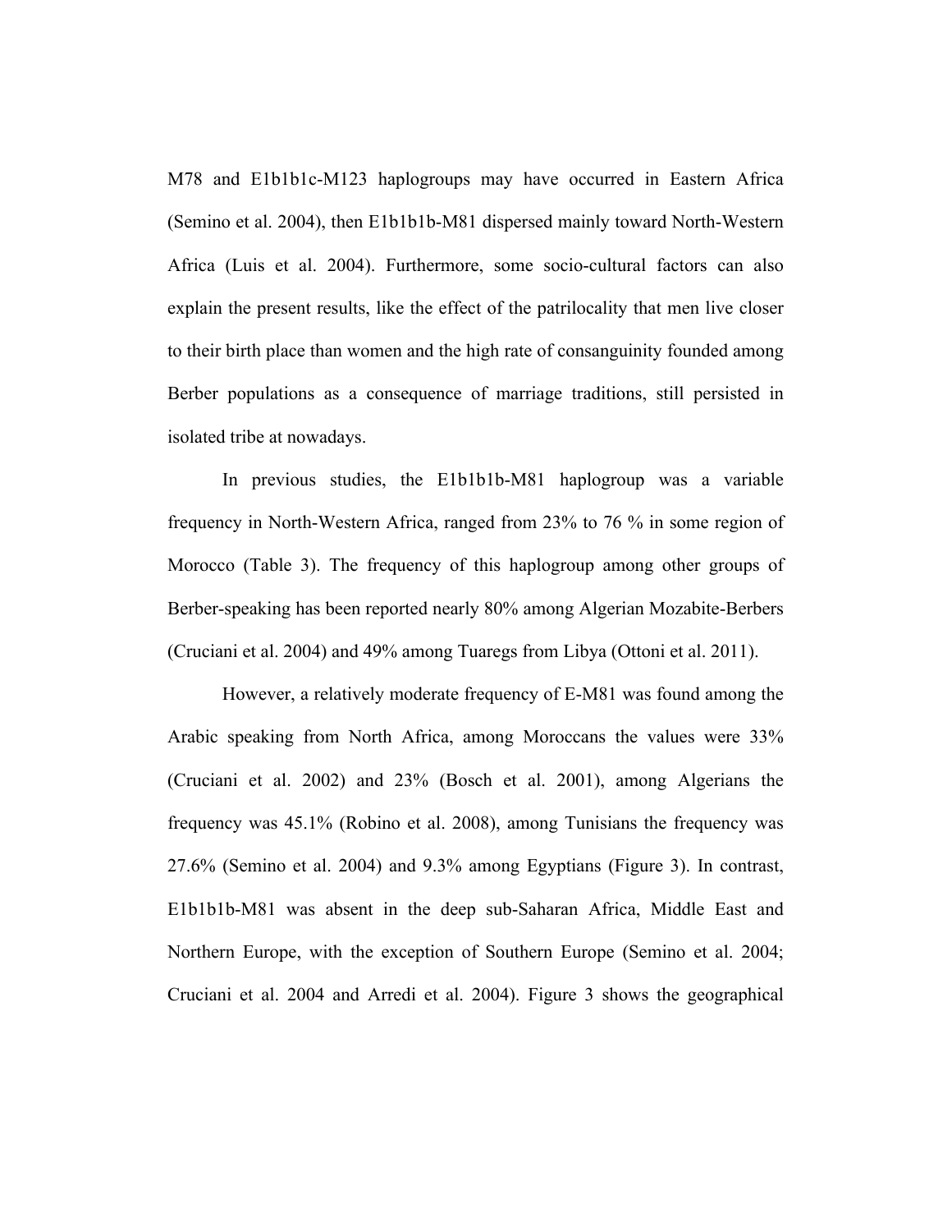M78 and E1b1b1c-M123 haplogroups may have occurred in Eastern Africa (Semino et al. 2004), then E1b1b1b-M81 dispersed mainly toward North-Western Africa (Luis et al. 2004). Furthermore, some socio-cultural factors can also explain the present results, like the effect of the patrilocality that men live closer to their birth place than women and the high rate of consanguinity founded among Berber populations as a consequence of marriage traditions, still persisted in isolated tribe at nowadays.

In previous studies, the E1b1b1b-M81 haplogroup was a variable frequency in North-Western Africa, ranged from 23% to 76 % in some region of Morocco (Table 3). The frequency of this haplogroup among other groups of Berber-speaking has been reported nearly 80% among Algerian Mozabite-Berbers (Cruciani et al. 2004) and 49% among Tuaregs from Libya (Ottoni et al. 2011).

However, a relatively moderate frequency of E-M81 was found among the Arabic speaking from North Africa, among Moroccans the values were 33% (Cruciani et al. 2002) and 23% (Bosch et al. 2001), among Algerians the frequency was 45.1% (Robino et al. 2008), among Tunisians the frequency was 27.6% (Semino et al. 2004) and 9.3% among Egyptians (Figure 3). In contrast, E1b1b1b-M81 was absent in the deep sub-Saharan Africa, Middle East and Northern Europe, with the exception of Southern Europe (Semino et al. 2004; Cruciani et al. 2004 and Arredi et al. 2004). Figure 3 shows the geographical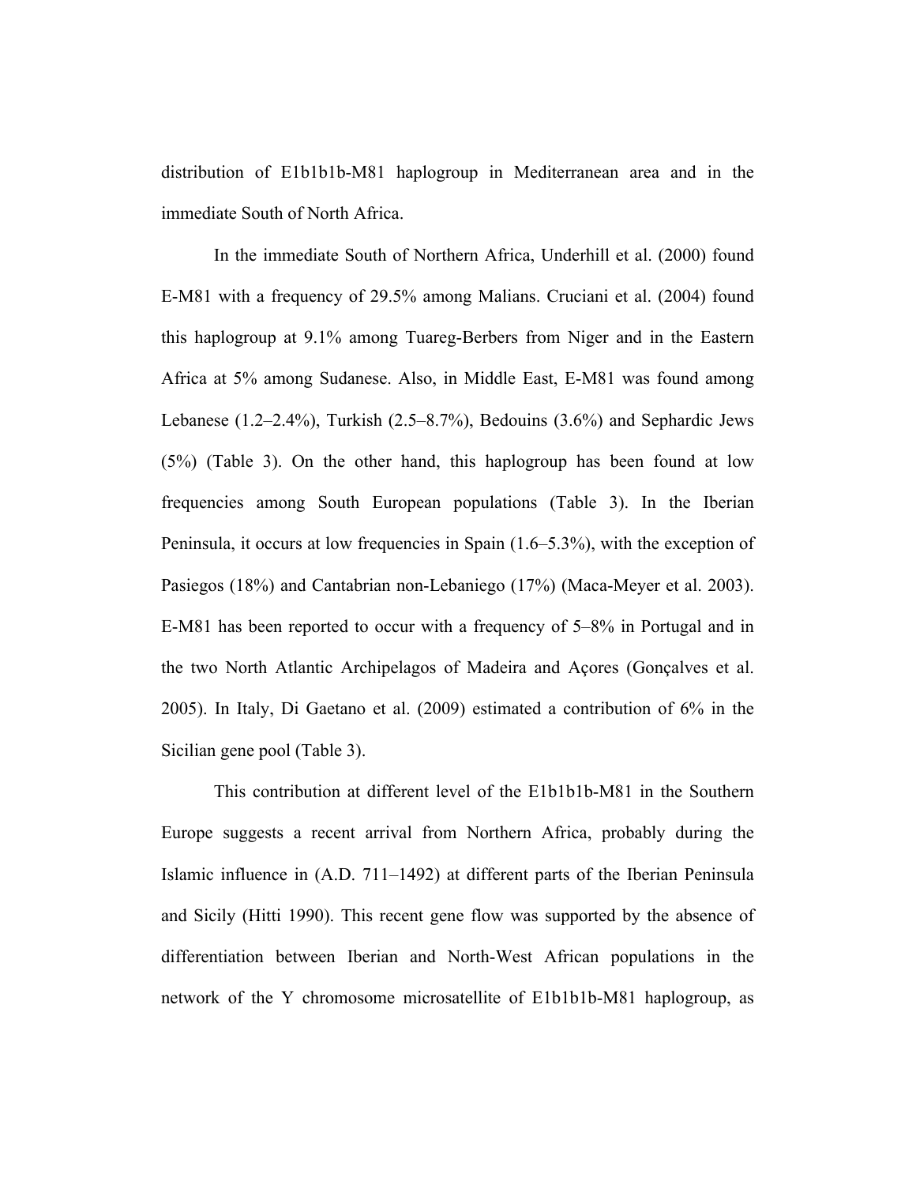distribution of E1b1b1b-M81 haplogroup in Mediterranean area and in the immediate South of North Africa.

In the immediate South of Northern Africa, Underhill et al. (2000) found E-M81 with a frequency of 29.5% among Malians. Cruciani et al. (2004) found this haplogroup at 9.1% among Tuareg-Berbers from Niger and in the Eastern Africa at 5% among Sudanese. Also, in Middle East, E-M81 was found among Lebanese (1.2–2.4%), Turkish (2.5–8.7%), Bedouins (3.6%) and Sephardic Jews (5%) (Table 3). On the other hand, this haplogroup has been found at low frequencies among South European populations (Table 3). In the Iberian Peninsula, it occurs at low frequencies in Spain (1.6–5.3%), with the exception of Pasiegos (18%) and Cantabrian non-Lebaniego (17%) (Maca-Meyer et al. 2003). E-M81 has been reported to occur with a frequency of 5–8% in Portugal and in the two North Atlantic Archipelagos of Madeira and Açores (Gonçalves et al. 2005). In Italy, Di Gaetano et al. (2009) estimated a contribution of 6% in the Sicilian gene pool (Table 3).

This contribution at different level of the E1b1b1b-M81 in the Southern Europe suggests a recent arrival from Northern Africa, probably during the Islamic influence in (A.D. 711–1492) at different parts of the Iberian Peninsula and Sicily (Hitti 1990). This recent gene flow was supported by the absence of differentiation between Iberian and North-West African populations in the network of the Y chromosome microsatellite of E1b1b1b-M81 haplogroup, as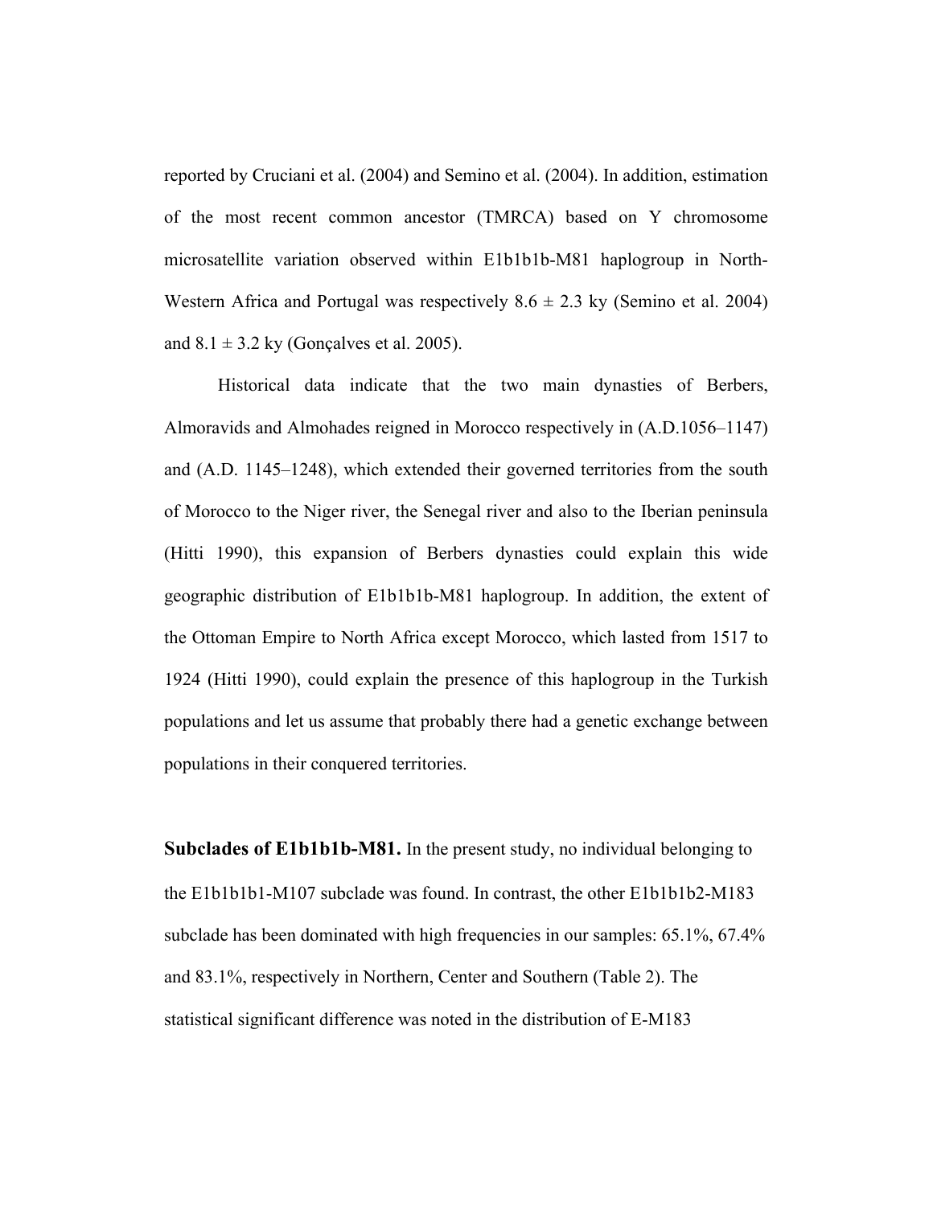reported by Cruciani et al. (2004) and Semino et al. (2004). In addition, estimation of the most recent common ancestor (TMRCA) based on Y chromosome microsatellite variation observed within E1b1b1b-M81 haplogroup in North-Western Africa and Portugal was respectively 8.6 ± 2.3 ky (Semino et al. 2004) and 8.1 ± 3.2 ky (Gonçalves et al. 2005).

Historical data indicate that the two main dynasties of Berbers, Almoravids and Almohades reigned in Morocco respectively in (A.D.1056–1147) and (A.D. 1145–1248), which extended their governed territories from the south of Morocco to the Niger river, the Senegal river and also to the Iberian peninsula (Hitti 1990), this expansion of Berbers dynasties could explain this wide geographic distribution of E1b1b1b-M81 haplogroup. In addition, the extent of the Ottoman Empire to North Africa except Morocco, which lasted from 1517 to 1924 (Hitti 1990), could explain the presence of this haplogroup in the Turkish populations and let us assume that probably there had a genetic exchange between populations in their conquered territories.

**Subclades of E1b1b1b-M81.** In the present study, no individual belonging to the E1b1b1b1-M107 subclade was found. In contrast, the other E1b1b1b2-M183 subclade has been dominated with high frequencies in our samples: 65.1%, 67.4% and 83.1%, respectively in Northern, Center and Southern (Table 2). The statistical significant difference was noted in the distribution of E-M183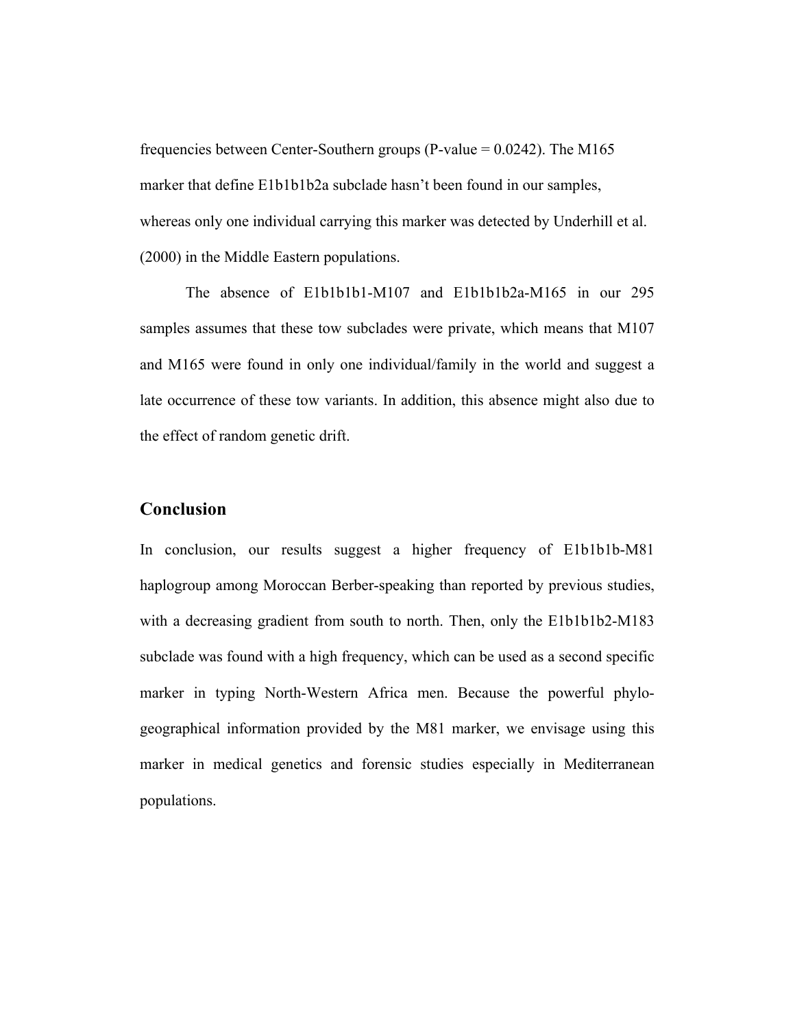frequencies between Center-Southern groups (P-value = 0.0242). The M165 marker that define E1b1b1b2a subclade hasn't been found in our samples, whereas only one individual carrying this marker was detected by Underhill et al. (2000) in the Middle Eastern populations.

The absence of E1b1b1b1-M107 and E1b1b1b2a-M165 in our 295 samples assumes that these tow subclades were private, which means that M107 and M165 were found in only one individual/family in the world and suggest a late occurrence of these tow variants. In addition, this absence might also due to the effect of random genetic drift.

## Conclusion

In conclusion, our results suggest a higher frequency of E1b1b1b-M81 haplogroup among Moroccan Berber-speaking than reported by previous studies, with a decreasing gradient from south to north. Then, only the E1b1b1b2-M183 subclade was found with a high frequency, which can be used as a second specific marker in typing North-Western Africa men. Because the powerful phylo-geographical information provided by the M81 marker, we envisage using this marker in medical genetics and forensic studies especially in Mediterranean populations.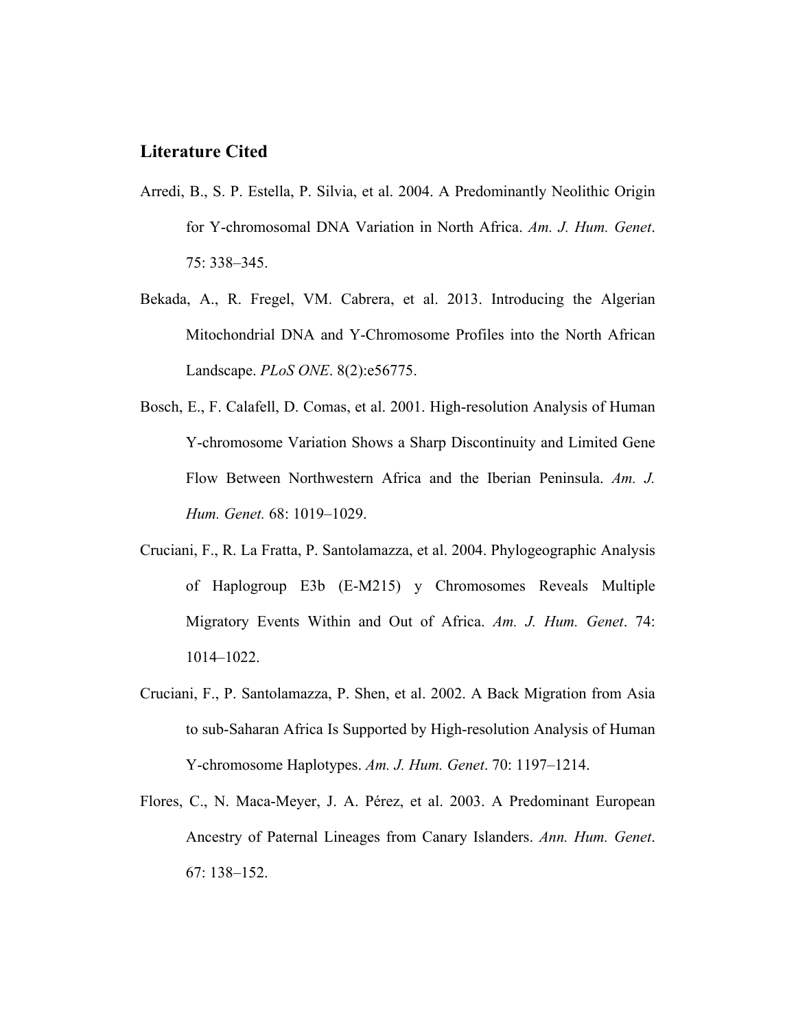## Literature Cited

Arredi, B., S. P. Estella, P. Silvia, et al. 2004. A Predominantly Neolithic Origin for Y-chromosomal DNA Variation in North Africa. *Am. J. Hum. Genet*. 75: 338–345.

Bekada, A., R. Fregel, VM. Cabrera, et al. 2013. Introducing the Algerian Mitochondrial DNA and Y-Chromosome Profiles into the North African Landscape. *PLoS ONE*. 8(2):e56775.

Bosch, E., F. Calafell, D. Comas, et al. 2001. High-resolution Analysis of Human Y-chromosome Variation Shows a Sharp Discontinuity and Limited Gene Flow Between Northwestern Africa and the Iberian Peninsula. *Am. J. Hum. Genet.* 68: 1019–1029.

Cruciani, F., R. La Fratta, P. Santolamazza, et al. 2004. Phylogeographic Analysis of Haplogroup E3b (E-M215) y Chromosomes Reveals Multiple Migratory Events Within and Out of Africa. *Am. J. Hum. Genet*. 74: 1014–1022.

Cruciani, F., P. Santolamazza, P. Shen, et al. 2002. A Back Migration from Asia to sub-Saharan Africa Is Supported by High-resolution Analysis of Human Y-chromosome Haplotypes. *Am. J. Hum. Genet*. 70: 1197–1214.

Flores, C., N. Maca-Meyer, J. A. Pérez, et al. 2003. A Predominant European Ancestry of Paternal Lineages from Canary Islanders. *Ann. Hum. Genet*. 67: 138–152.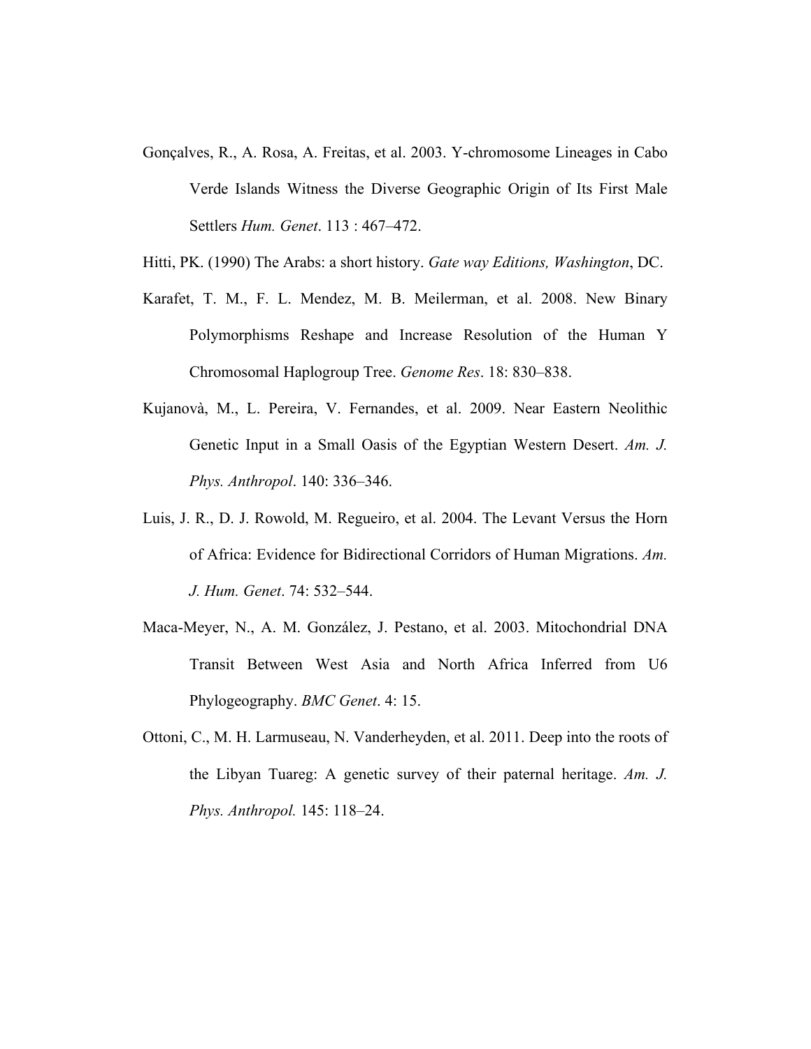Gonçalves, R., A. Rosa, A. Freitas, et al. 2003. Y-chromosome Lineages in Cabo Verde Islands Witness the Diverse Geographic Origin of Its First Male Settlers *Hum. Genet*. 113 : 467–472.

Hitti, PK. (1990) The Arabs: a short history. *Gate way Editions, Washington*, DC.

Karafet, T. M., F. L. Mendez, M. B. Meilerman, et al. 2008. New Binary Polymorphisms Reshape and Increase Resolution of the Human Y Chromosomal Haplogroup Tree. *Genome Res*. 18: 830–838.

Kujanovà, M., L. Pereira, V. Fernandes, et al. 2009. Near Eastern Neolithic Genetic Input in a Small Oasis of the Egyptian Western Desert. *Am. J. Phys. Anthropol*. 140: 336–346.

Luis, J. R., D. J. Rowold, M. Regueiro, et al. 2004. The Levant Versus the Horn of Africa: Evidence for Bidirectional Corridors of Human Migrations. *Am. J. Hum. Genet*. 74: 532–544.

Maca-Meyer, N., A. M. González, J. Pestano, et al. 2003. Mitochondrial DNA Transit Between West Asia and North Africa Inferred from U6 Phylogeography. *BMC Genet*. 4: 15.

Ottoni, C., M. H. Larmuseau, N. Vanderheyden, et al. 2011. Deep into the roots of the Libyan Tuareg: A genetic survey of their paternal heritage. *Am. J. Phys. Anthropol.* 145: 118–24.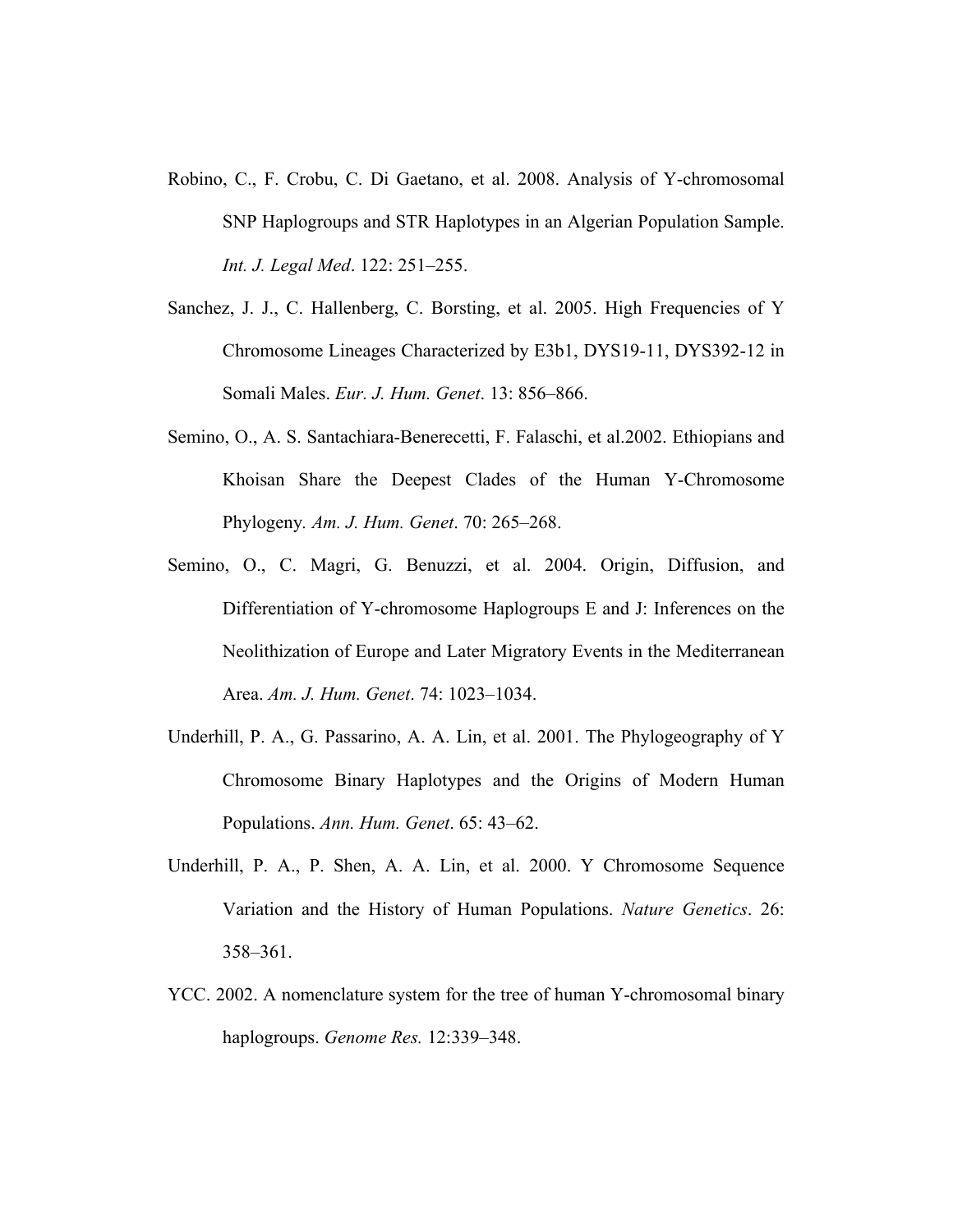Robino, C., F. Crobu, C. Di Gaetano, et al. 2008. Analysis of Y-chromosomal SNP Haplogroups and STR Haplotypes in an Algerian Population Sample. *Int. J. Legal Med*. 122: 251–255.

Sanchez, J. J., C. Hallenberg, C. Borsting, et al. 2005. High Frequencies of Y Chromosome Lineages Characterized by E3b1, DYS19-11, DYS392-12 in Somali Males. *Eur. J. Hum. Genet*. 13: 856–866.

Semino, O., A. S. Santachiara-Benerecetti, F. Falaschi, et al.2002. Ethiopians and Khoisan Share the Deepest Clades of the Human Y-Chromosome Phylogeny. *Am. J. Hum. Genet*. 70: 265–268.

Semino, O., C. Magri, G. Benuzzi, et al. 2004. Origin, Diffusion, and Differentiation of Y-chromosome Haplogroups E and J: Inferences on the Neolithization of Europe and Later Migratory Events in the Mediterranean Area. *Am. J. Hum. Genet*. 74: 1023–1034.

Underhill, P. A., G. Passarino, A. A. Lin, et al. 2001. The Phylogeography of Y Chromosome Binary Haplotypes and the Origins of Modern Human Populations. *Ann. Hum. Genet*. 65: 43–62.

Underhill, P. A., P. Shen, A. A. Lin, et al. 2000. Y Chromosome Sequence Variation and the History of Human Populations. *Nature Genetics*. 26: 358–361.

YCC. 2002. A nomenclature system for the tree of human Y-chromosomal binary haplogroups. *Genome Res.* 12:339–348.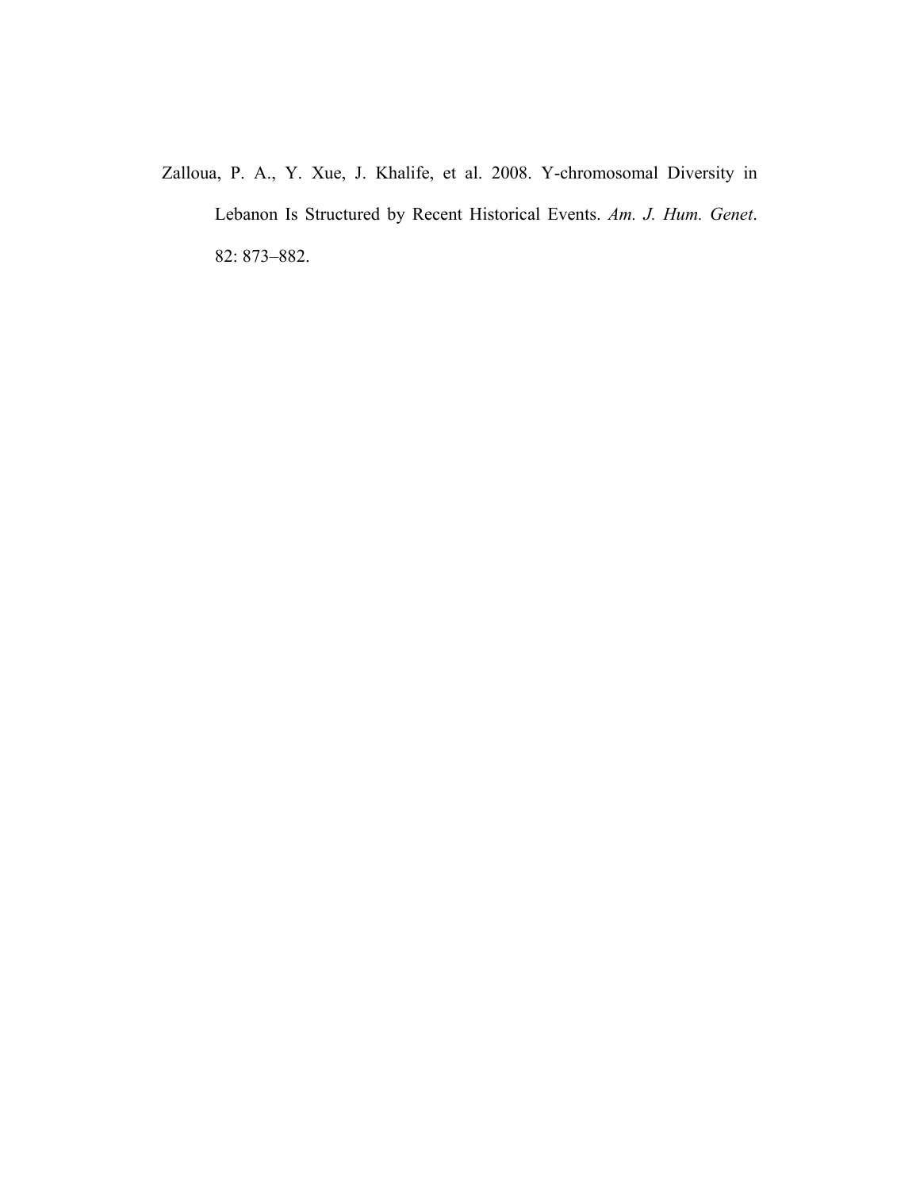Zalloua, P. A., Y. Xue, J. Khalife, et al. 2008. Y-chromosomal Diversity in Lebanon Is Structured by Recent Historical Events. *Am. J. Hum. Genet*. 82: 873–882.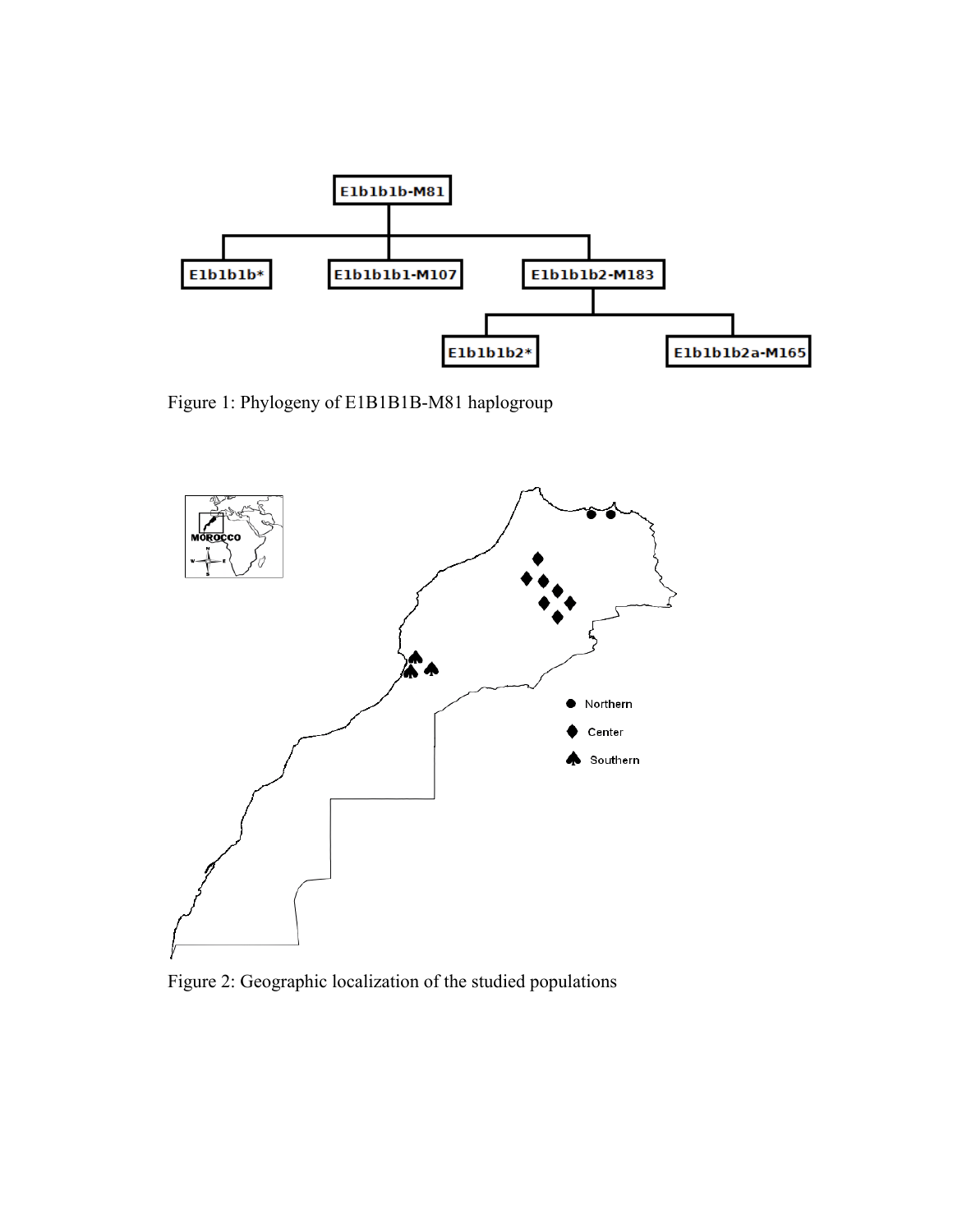Figure 1: Phylogeny of E1B1B1B-M81 haplogroup

Figure 2: Geographic localization of the studied populations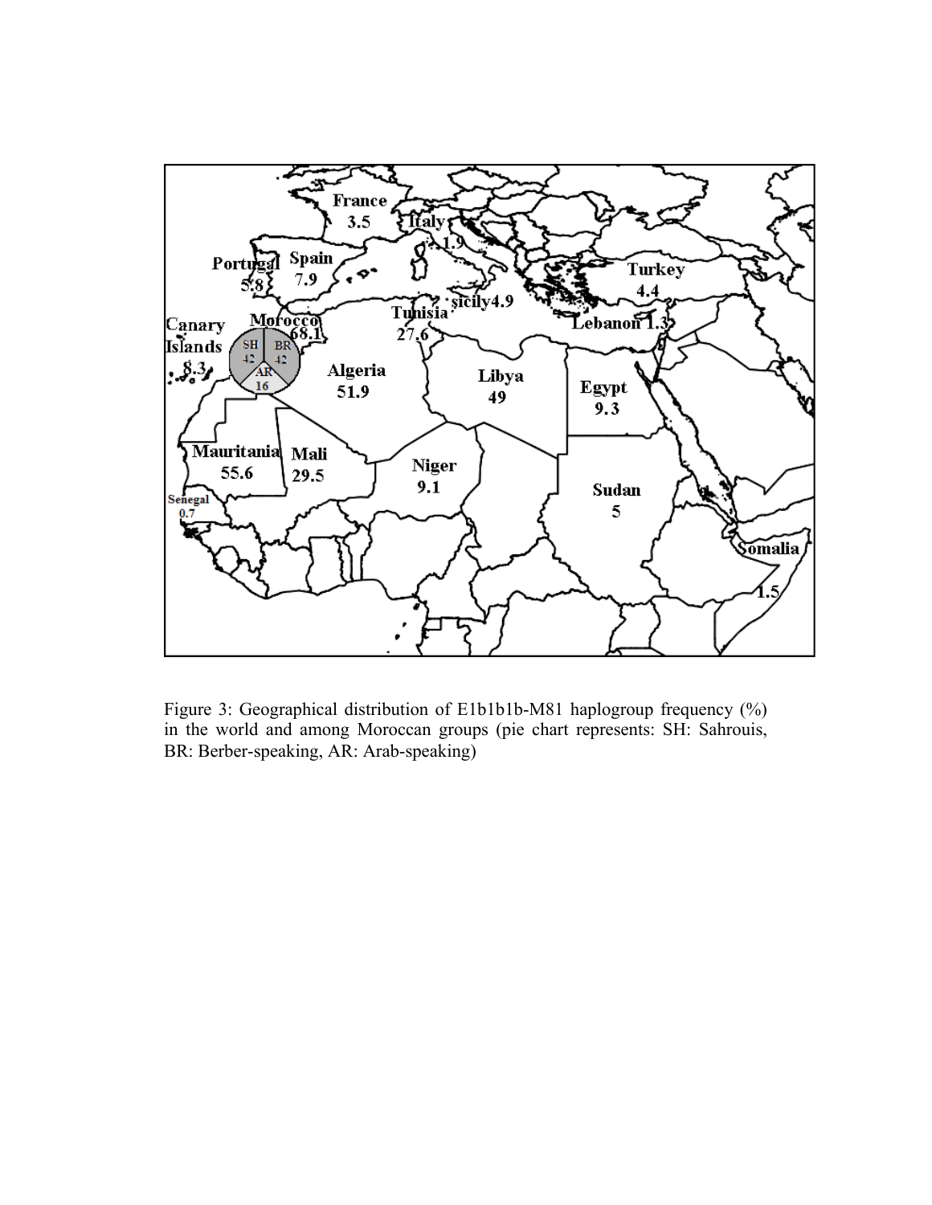Figure 3: Geographical distribution of E1b1b1b-M81 haplogroup frequency (%) in the world and among Moroccan groups (pie chart represents: SH: Sahrouis, BR: Berber-speaking, AR: Arab-speaking)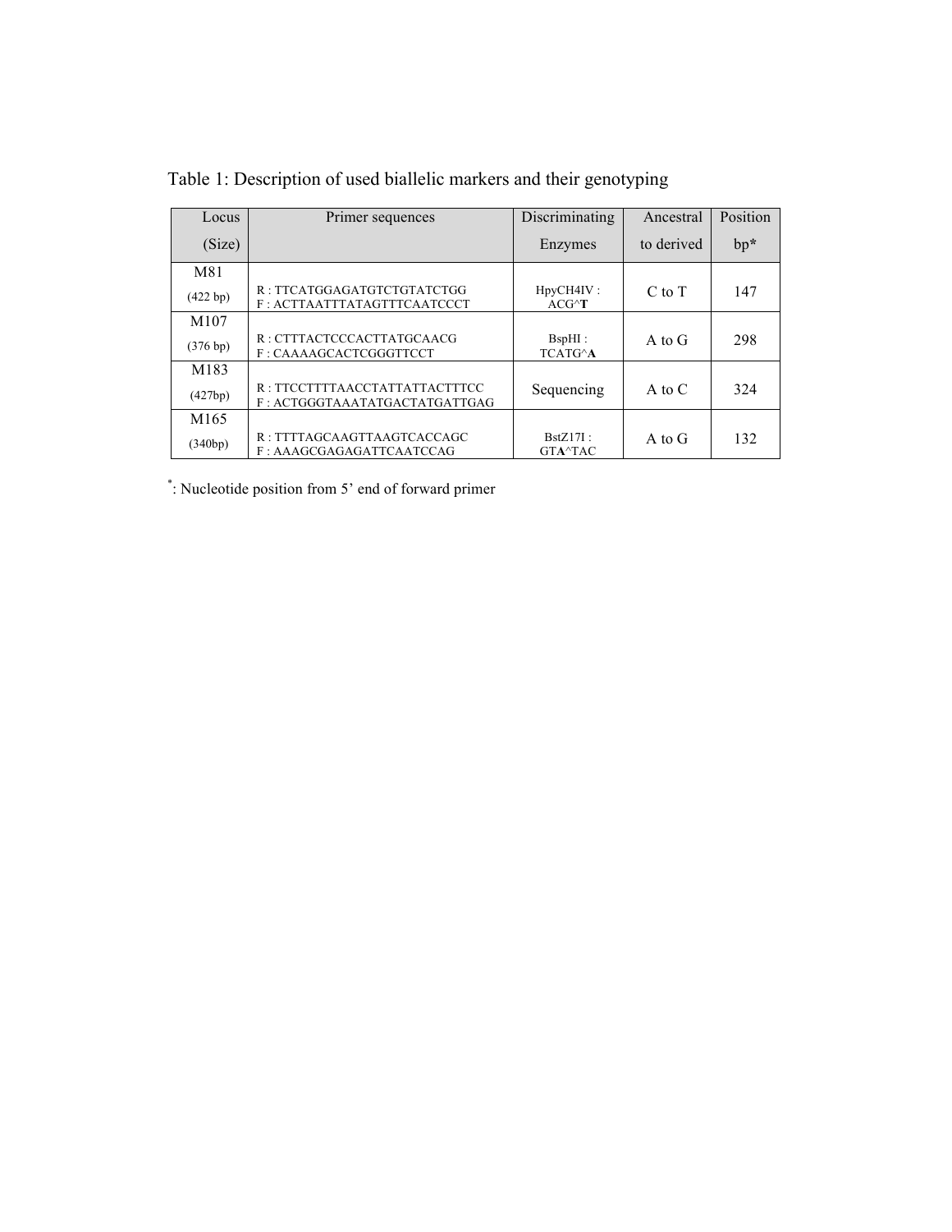Table 1: Description of used biallelic markers and their genotyping

| Locus (Size) | Primer sequences | Discriminating Enzymes | Ancestral to derived | Position bp* |
|---|---|---|---|---|
| M81 (422 bp) | R : TTCATGGAGATGTCTGTATCTGG<br>F : ACTTAATTTATAGTTTCAATCCCT | HpyCH4IV : ACG^**T** | C to T | 147 |
| M107 (376 bp) | R : CTTTACTCCCACTTATGCAACG<br>F : CAAAAGCACTCGGGTTCCT | BspHI : TCATG^**A** | A to G | 298 |
| M183 (427bp) | R : TTCCTTTTAACCTATTATTACTTTCC<br>F : ACTGGGTAAATATGACTATGATTGAG | Sequencing | A to C | 324 |
| M165 (340bp) | R : TTTTAGCAAGTTAAGTCACCAGC<br>F : AAAGCGAGAGATTCAATCCAG | BstZ17I : GT**A**^TAC | A to G | 132 |

*: Nucleotide position from 5' end of forward primer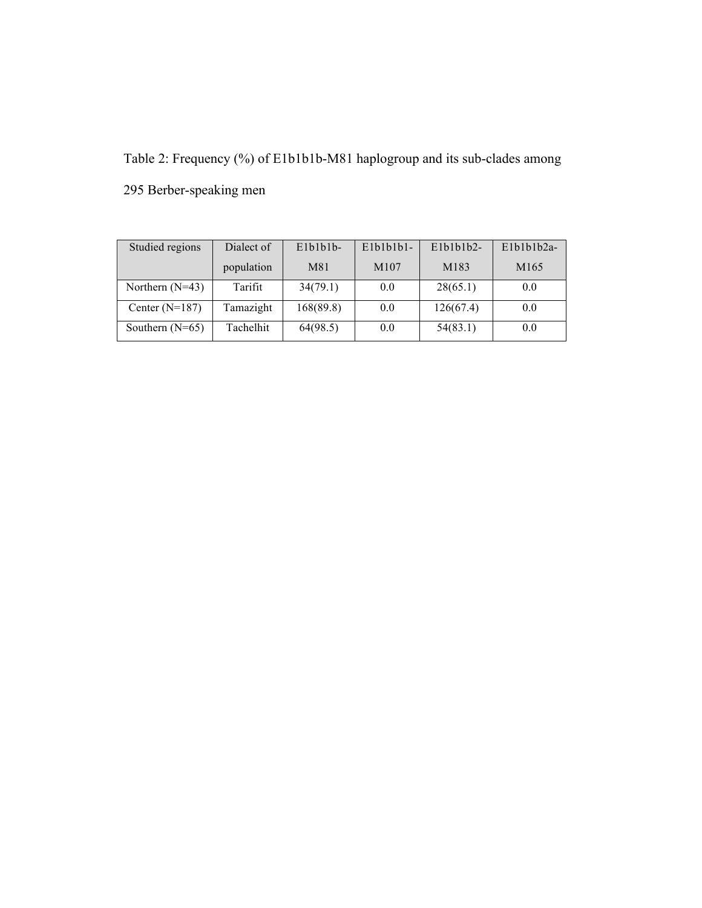Table 2: Frequency (%) of E1b1b1b-M81 haplogroup and its sub-clades among 295 Berber-speaking men

| Studied regions | Dialect of population | E1b1b1b-M81 | E1b1b1b1-M107 | E1b1b1b2-M183 | E1b1b1b2a-M165 |
| --- | --- | --- | --- | --- | --- |
| Northern (N=43) | Tarifit | 34(79.1) | 0.0 | 28(65.1) | 0.0 |
| Center (N=187) | Tamazight | 168(89.8) | 0.0 | 126(67.4) | 0.0 |
| Southern (N=65) | Tachelhit | 64(98.5) | 0.0 | 54(83.1) | 0.0 |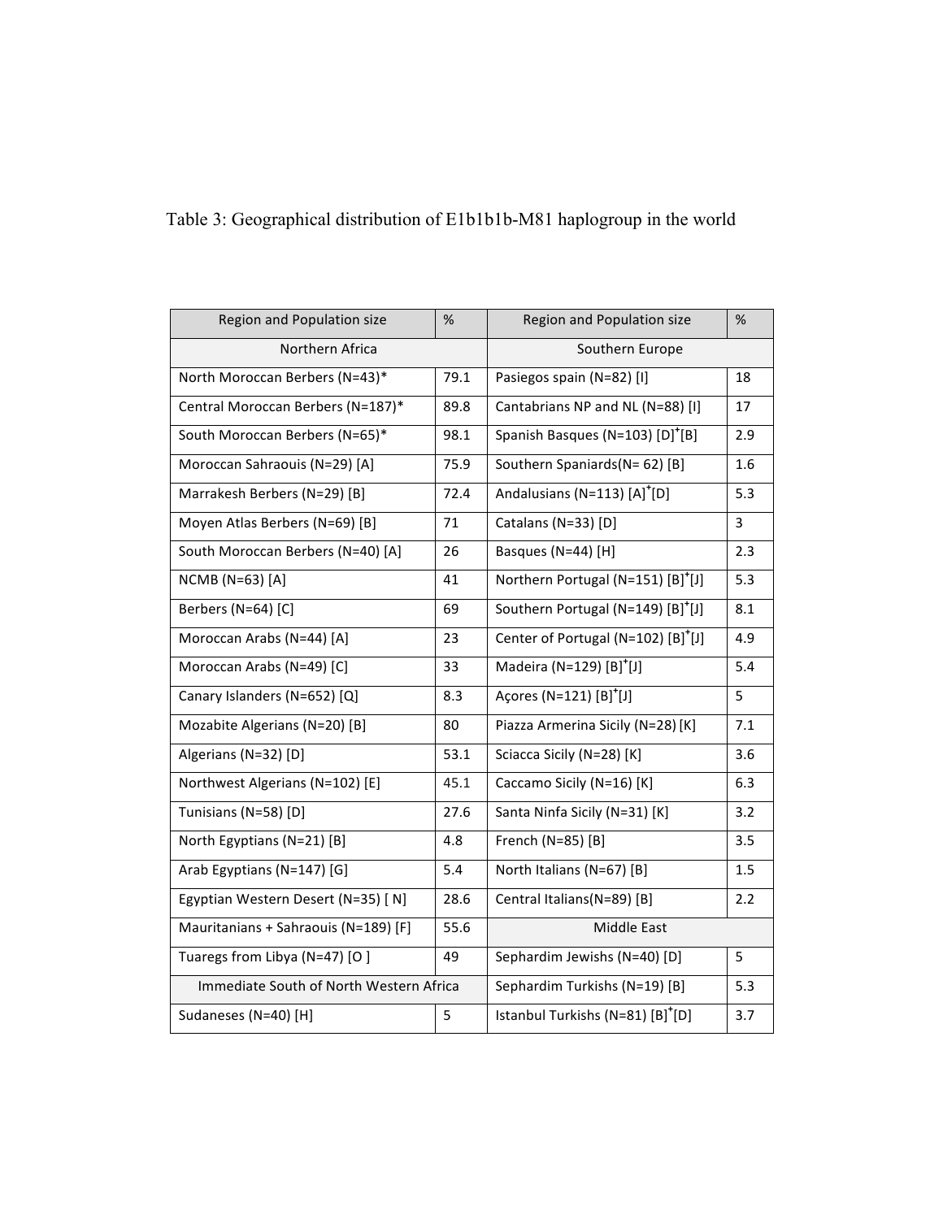Table 3: Geographical distribution of E1b1b1b-M81 haplogroup in the world

| Region and Population size | % | Region and Population size | % |
|---|---|---|---|
| Northern Africa | | Southern Europe | |
| North Moroccan Berbers (N=43)* | 79.1 | Pasiegos spain (N=82) [I] | 18 |
| Central Moroccan Berbers (N=187)* | 89.8 | Cantabrians NP and NL (N=88) [I] | 17 |
| South Moroccan Berbers (N=65)* | 98.1 | Spanish Basques (N=103) [D]+[B] | 2.9 |
| Moroccan Sahraouis (N=29) [A] | 75.9 | Southern Spaniards(N= 62) [B] | 1.6 |
| Marrakesh Berbers (N=29) [B] | 72.4 | Andalusians (N=113) [A]+[D] | 5.3 |
| Moyen Atlas Berbers (N=69) [B] | 71 | Catalans (N=33) [D] | 3 |
| South Moroccan Berbers (N=40) [A] | 26 | Basques (N=44) [H] | 2.3 |
| NCMB (N=63) [A] | 41 | Northern Portugal (N=151) [B]+[J] | 5.3 |
| Berbers (N=64) [C] | 69 | Southern Portugal (N=149) [B]+[J] | 8.1 |
| Moroccan Arabs (N=44) [A] | 23 | Center of Portugal (N=102) [B]+[J] | 4.9 |
| Moroccan Arabs (N=49) [C] | 33 | Madeira (N=129) [B]+[J] | 5.4 |
| Canary Islanders (N=652) [Q] | 8.3 | Açores (N=121) [B]+[J] | 5 |
| Mozabite Algerians (N=20) [B] | 80 | Piazza Armerina Sicily (N=28) [K] | 7.1 |
| Algerians (N=32) [D] | 53.1 | Sciacca Sicily (N=28) [K] | 3.6 |
| Northwest Algerians (N=102) [E] | 45.1 | Caccamo Sicily (N=16) [K] | 6.3 |
| Tunisians (N=58) [D] | 27.6 | Santa Ninfa Sicily (N=31) [K] | 3.2 |
| North Egyptians (N=21) [B] | 4.8 | French (N=85) [B] | 3.5 |
| Arab Egyptians (N=147) [G] | 5.4 | North Italians (N=67) [B] | 1.5 |
| Egyptian Western Desert (N=35) [ N] | 28.6 | Central Italians(N=89) [B] | 2.2 |
| Mauritanians + Sahraouis (N=189) [F] | 55.6 | Middle East | |
| Tuaregs from Libya (N=47) [O ] | 49 | Sephardim Jewishs (N=40) [D] | 5 |
| Immediate South of North Western Africa | | Sephardim Turkishs (N=19) [B] | 5.3 |
| Sudaneses (N=40) [H] | 5 | Istanbul Turkishs (N=81) [B]+[D] | 3.7 |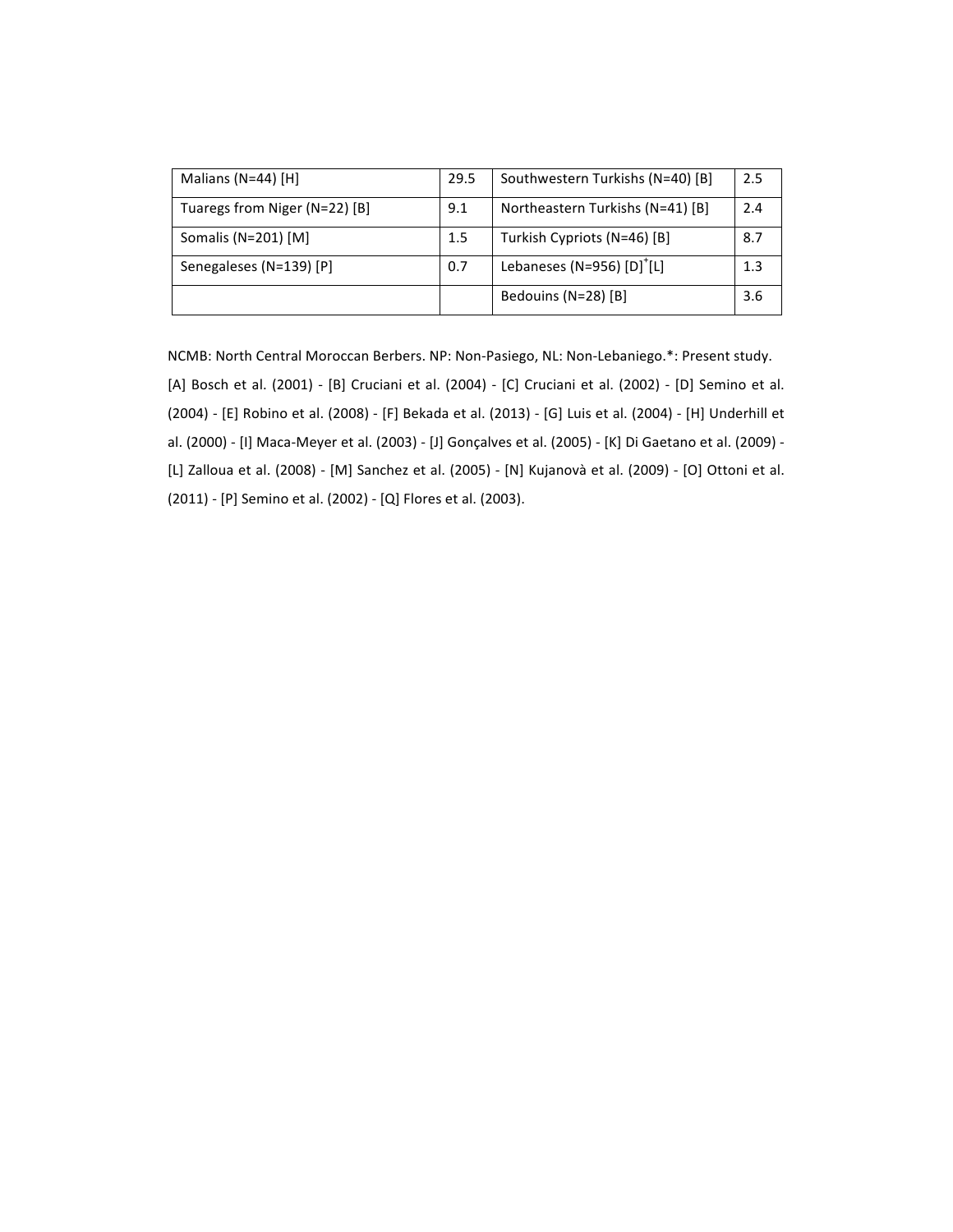| | | | |
|---|---|---|---|
| Malians (N=44) [H] | 29.5 | Southwestern Turkishs (N=40) [B] | 2.5 |
| Tuaregs from Niger (N=22) [B] | 9.1 | Northeastern Turkishs (N=41) [B] | 2.4 |
| Somalis (N=201) [M] | 1.5 | Turkish Cypriots (N=46) [B] | 8.7 |
| Senegaleses (N=139) [P] | 0.7 | Lebaneses (N=956) [D]+[L] | 1.3 |
| | | Bedouins (N=28) [B] | 3.6 |

NCMB: North Central Moroccan Berbers. NP: Non-Pasiego, NL: Non-Lebaniego.*: Present study.

[A] Bosch et al. (2001) - [B] Cruciani et al. (2004) - [C] Cruciani et al. (2002) - [D] Semino et al. (2004) - [E] Robino et al. (2008) - [F] Bekada et al. (2013) - [G] Luis et al. (2004) - [H] Underhill et al. (2000) - [I] Maca-Meyer et al. (2003) - [J] Gonçalves et al. (2005) - [K] Di Gaetano et al. (2009) - [L] Zalloua et al. (2008) - [M] Sanchez et al. (2005) - [N] Kujanovà et al. (2009) - [O] Ottoni et al. (2011) - [P] Semino et al. (2002) - [Q] Flores et al. (2003).